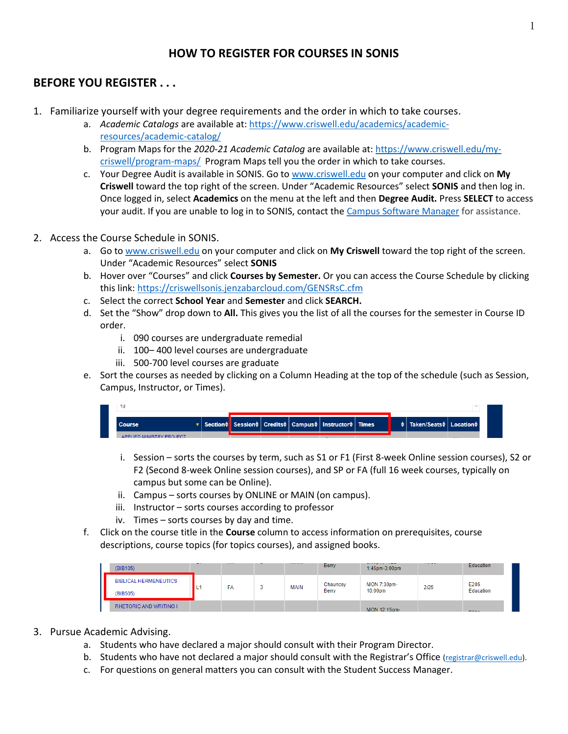# HOW TO REGISTER FOR COURSES IN SONIS

## BEFORE YOU REGISTER . . .

1. Familiarize yourself with your degree requirements and the order in which to take courses.
   a. *Academic Catalogs* are available at: https://www.criswell.edu/academics/academic-resources/academic-catalog/
   b. Program Maps for the *2020-21 Academic Catalog* are available at: https://www.criswell.edu/my-criswell/program-maps/ Program Maps tell you the order in which to take courses.
   c. Your Degree Audit is available in SONIS. Go to www.criswell.edu on your computer and click on **My Criswell** toward the top right of the screen. Under "Academic Resources" select **SONIS** and then log in. Once logged in, select **Academics** on the menu at the left and then **Degree Audit.** Press **SELECT** to access your audit. If you are unable to log in to SONIS, contact the Campus Software Manager for assistance.

2. Access the Course Schedule in SONIS.
   a. Go to www.criswell.edu on your computer and click on **My Criswell** toward the top right of the screen. Under "Academic Resources" select **SONIS**
   b. Hover over "Courses" and click **Courses by Semester.** Or you can access the Course Schedule by clicking this link: https://criswellsonis.jenzabarcloud.com/GENSRsC.cfm
   c. Select the correct **School Year** and **Semester** and click **SEARCH.**
   d. Set the "Show" drop down to **All.** This gives you the list of all the courses for the semester in Course ID order.
      i. 090 courses are undergraduate remedial
      ii. 100– 400 level courses are undergraduate
      iii. 500-700 level courses are graduate
   e. Sort the courses as needed by clicking on a Column Heading at the top of the schedule (such as Session, Campus, Instructor, or Times).

| Course | Section | Session | Credits | Campus | Instructor | Times | Taken/Seats | Location |
|---|---|---|---|---|---|---|---|---|

      i. Session – sorts the courses by term, such as S1 or F1 (First 8-week Online session courses), S2 or F2 (Second 8-week Online session courses), and SP or FA (full 16 week courses, typically on campus but some can be Online).
      ii. Campus – sorts courses by ONLINE or MAIN (on campus).
      iii. Instructor – sorts courses according to professor
      iv. Times – sorts courses by day and time.
   f. Click on the course title in the **Course** column to access information on prerequisites, course descriptions, course topics (for topics courses), and assigned books.

| | | | | | | | | |
|---|---|---|---|---|---|---|---|---|
| (BIB105) | | | | | Berry | 1:45pm-3:00pm | | Education |
| BIBLICAL HERMENEUTICS (BIB505) | L1 | FA | 3 | MAIN | Chauncey Berry | MON 7:30pm-10:00pm | 2/25 | E205 Education |
| RHETORIC AND WRITING I | | | | | | MON 12:15pm- | | |

3. Pursue Academic Advising.
   a. Students who have declared a major should consult with their Program Director.
   b. Students who have not declared a major should consult with the Registrar's Office (registrar@criswell.edu).
   c. For questions on general matters you can consult with the Student Success Manager.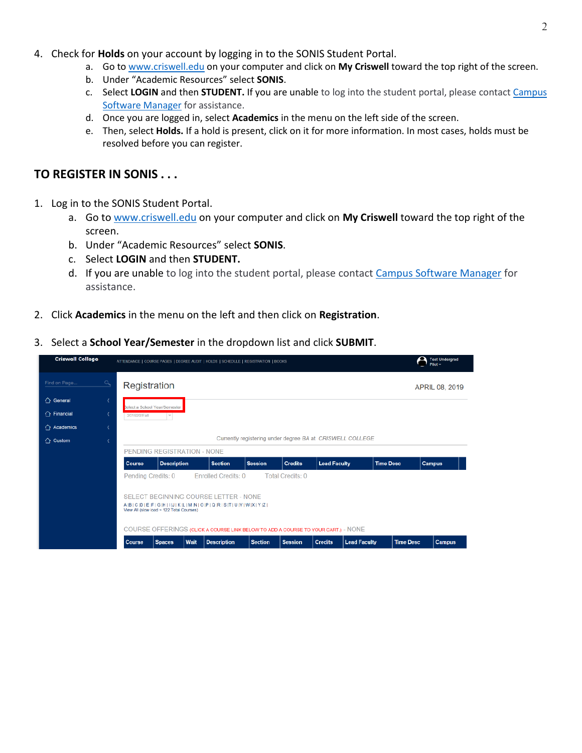4. Check for **Holds** on your account by logging in to the SONIS Student Portal.
    a. Go to www.criswell.edu on your computer and click on **My Criswell** toward the top right of the screen.
    b. Under "Academic Resources" select **SONIS**.
    c. Select **LOGIN** and then **STUDENT.** If you are unable to log into the student portal, please contact Campus Software Manager for assistance.
    d. Once you are logged in, select **Academics** in the menu on the left side of the screen.
    e. Then, select **Holds.** If a hold is present, click on it for more information. In most cases, holds must be resolved before you can register.

## TO REGISTER IN SONIS . . .

1. Log in to the SONIS Student Portal.
    a. Go to www.criswell.edu on your computer and click on **My Criswell** toward the top right of the screen.
    b. Under "Academic Resources" select **SONIS**.
    c. Select **LOGIN** and then **STUDENT.**
    d. If you are unable to log into the student portal, please contact Campus Software Manager for assistance.

2. Click **Academics** in the menu on the left and then click on **Registration**.

3. Select a **School Year/Semester** in the dropdown list and click **SUBMIT**.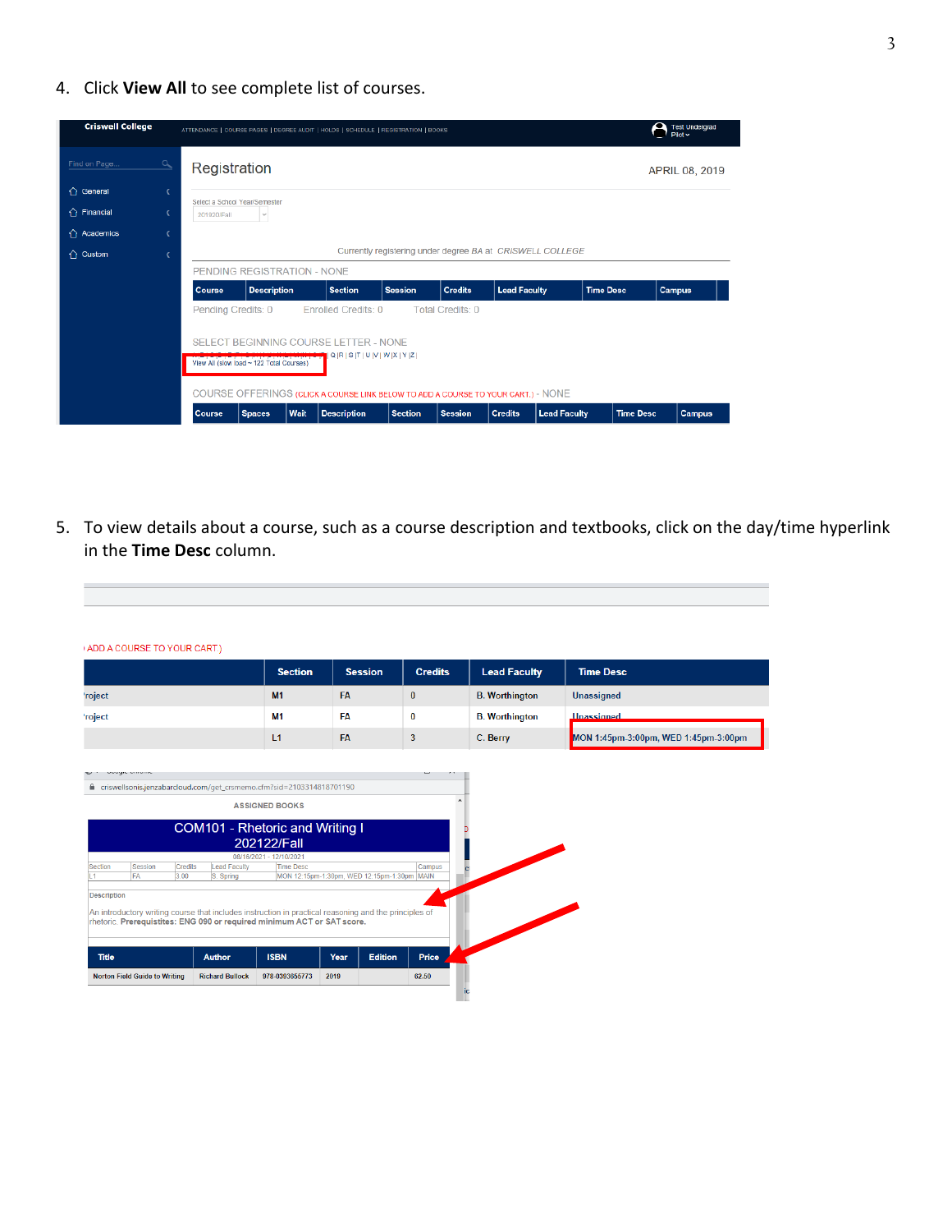4. Click **View All** to see complete list of courses.

5. To view details about a course, such as a course description and textbooks, click on the day/time hyperlink in the **Time Desc** column.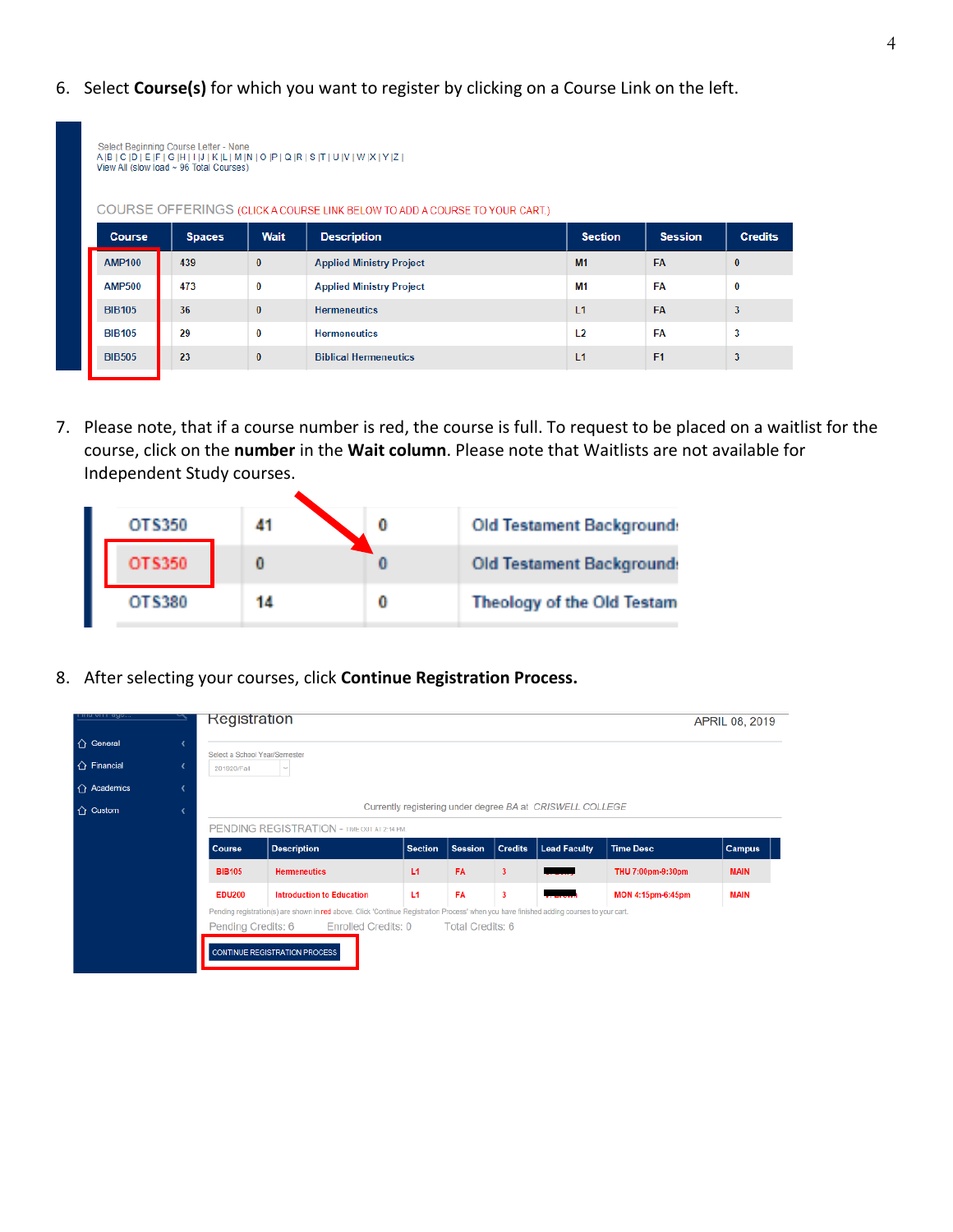6. Select **Course(s)** for which you want to register by clicking on a Course Link on the left.

Select Beginning Course Letter - None
A |B | C |D | E |F | G |H | I |J | K |L | M |N | O |P | Q |R | S |T | U |V | W |X | Y |Z |
View All (slow load ~ 96 Total Courses)

COURSE OFFERINGS (CLICK A COURSE LINK BELOW TO ADD A COURSE TO YOUR CART.)

| Course | Spaces | Wait | Description | Section | Session | Credits |
|---|---|---|---|---|---|---|
| AMP100 | 439 | 0 | Applied Ministry Project | M1 | FA | 0 |
| AMP500 | 473 | 0 | Applied Ministry Project | M1 | FA | 0 |
| BIB105 | 36 | 0 | Hermeneutics | L1 | FA | 3 |
| BIB105 | 29 | 0 | Hermeneutics | L2 | FA | 3 |
| BIB505 | 23 | 0 | Biblical Hermeneutics | L1 | F1 | 3 |

7. Please note, that if a course number is red, the course is full. To request to be placed on a waitlist for the course, click on the **number** in the **Wait column**. Please note that Waitlists are not available for Independent Study courses.

| | | | |
|---|---|---|---|
| OTS350 | 41 | 0 | Old Testament Backgrounds |
| OTS350 | 0 | 0 | Old Testament Backgrounds |
| OTS380 | 14 | 0 | Theology of the Old Testam |

8. After selecting your courses, click **Continue Registration Process.**

Registration — APRIL 08, 2019

General | Financial | Academics | Custom

Select a School Year/Semester: 201920/Fall

Currently registering under degree BA at CRISWELL COLLEGE

PENDING REGISTRATION - TIMEOUT AT 2:14 PM

| Course | Description | Section | Session | Credits | Lead Faculty | Time Desc | Campus |
|---|---|---|---|---|---|---|---|
| BIB105 | Hermeneutics | L1 | FA | 3 | | THU 7:00pm-9:30pm | MAIN |
| EDU200 | Introduction to Education | L1 | FA | 3 | | MON 4:15pm-6:45pm | MAIN |

Pending registration(s) are shown in red above. Click 'Continue Registration Process' when you have finished adding courses to your cart.

Pending Credits: 6 Enrolled Credits: 0 Total Credits: 6

CONTINUE REGISTRATION PROCESS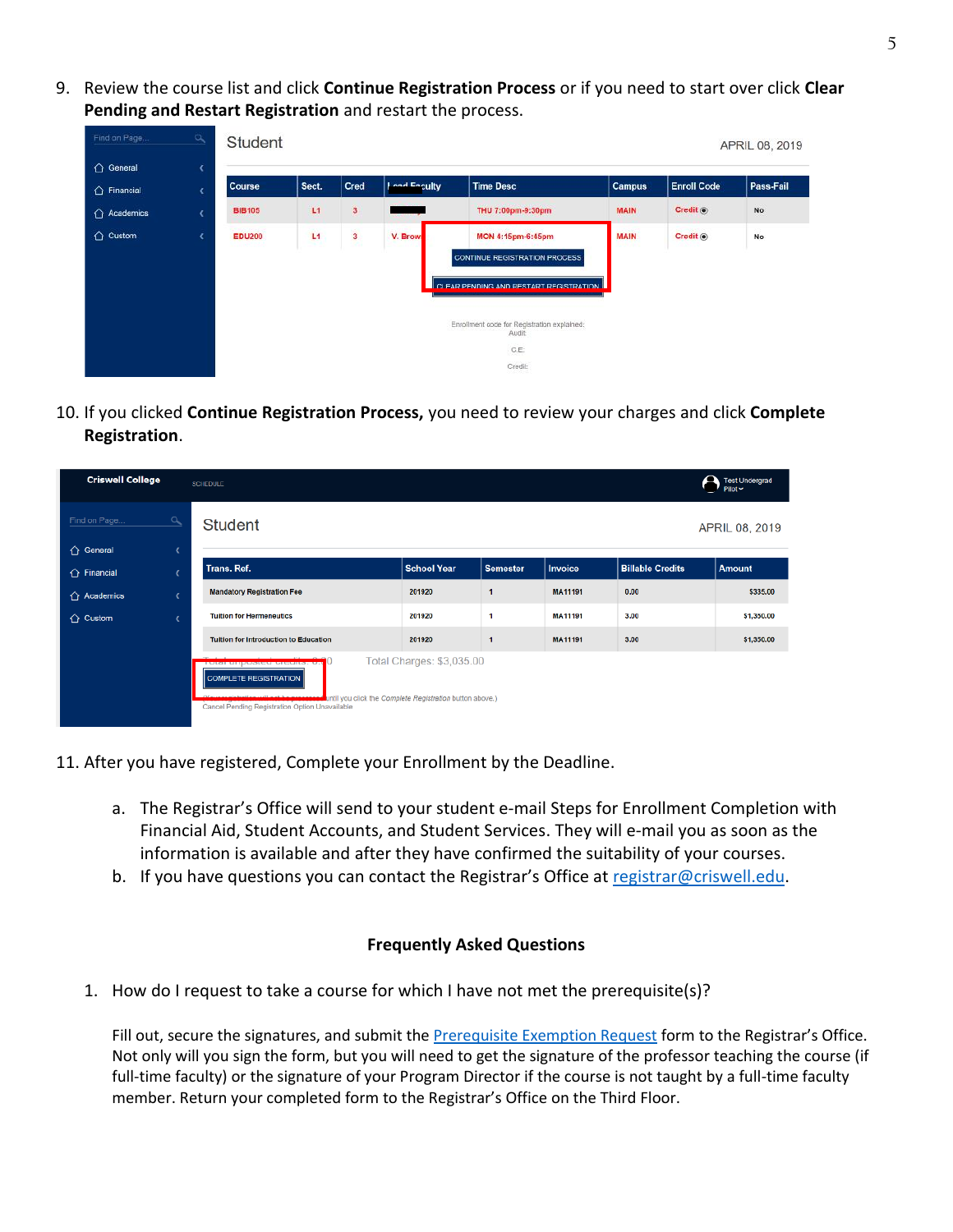9. Review the course list and click **Continue Registration Process** or if you need to start over click **Clear Pending and Restart Registration** and restart the process.

10. If you clicked **Continue Registration Process,** you need to review your charges and click **Complete Registration**.

11. After you have registered, Complete your Enrollment by the Deadline.

    a. The Registrar's Office will send to your student e-mail Steps for Enrollment Completion with Financial Aid, Student Accounts, and Student Services. They will e-mail you as soon as the information is available and after they have confirmed the suitability of your courses.

    b. If you have questions you can contact the Registrar's Office at [registrar@criswell.edu](mailto:registrar@criswell.edu).

### Frequently Asked Questions

1. How do I request to take a course for which I have not met the prerequisite(s)?

   Fill out, secure the signatures, and submit the [Prerequisite Exemption Request]() form to the Registrar's Office. Not only will you sign the form, but you will need to get the signature of the professor teaching the course (if full-time faculty) or the signature of your Program Director if the course is not taught by a full-time faculty member. Return your completed form to the Registrar's Office on the Third Floor.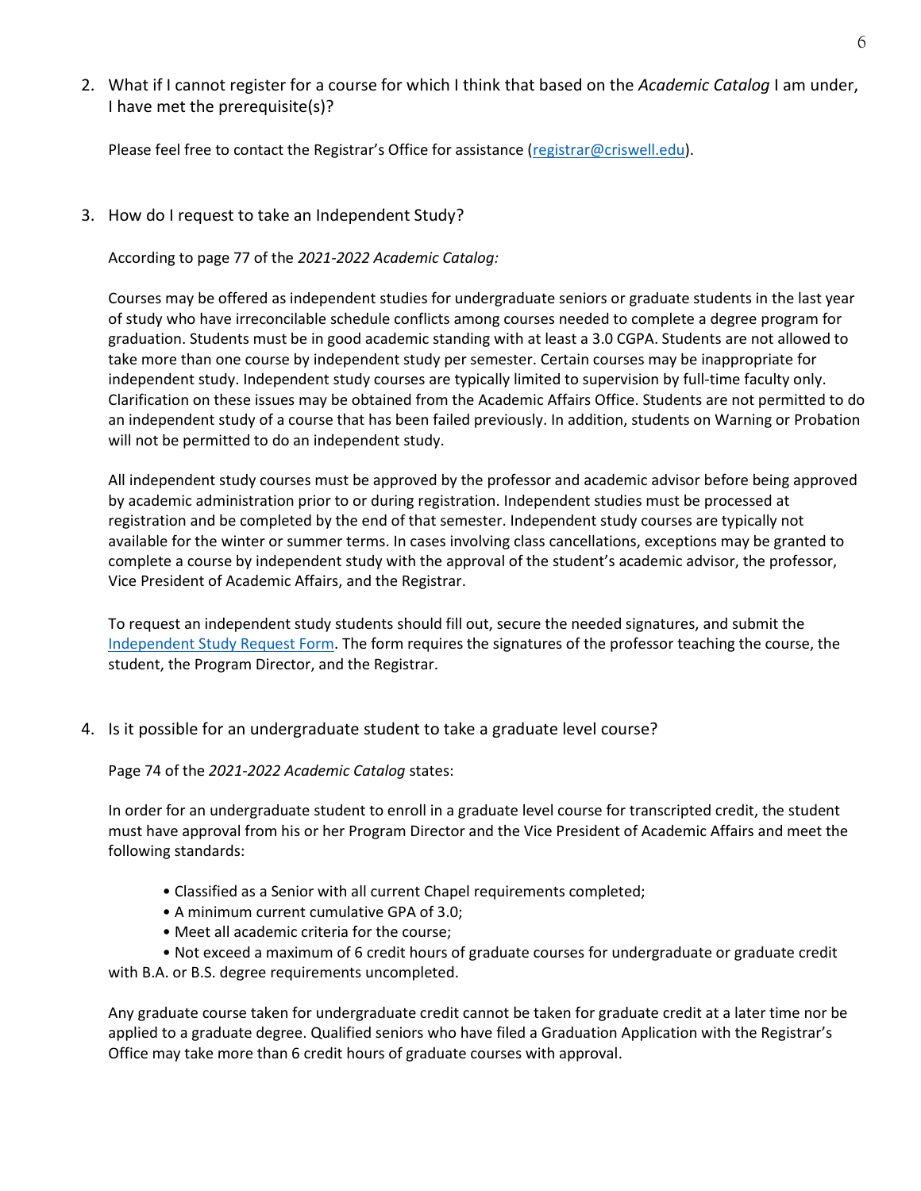2. What if I cannot register for a course for which I think that based on the *Academic Catalog* I am under, I have met the prerequisite(s)?

   Please feel free to contact the Registrar's Office for assistance ([registrar@criswell.edu](mailto:registrar@criswell.edu)).

3. How do I request to take an Independent Study?

   According to page 77 of the *2021-2022 Academic Catalog:*

   Courses may be offered as independent studies for undergraduate seniors or graduate students in the last year of study who have irreconcilable schedule conflicts among courses needed to complete a degree program for graduation. Students must be in good academic standing with at least a 3.0 CGPA. Students are not allowed to take more than one course by independent study per semester. Certain courses may be inappropriate for independent study. Independent study courses are typically limited to supervision by full-time faculty only. Clarification on these issues may be obtained from the Academic Affairs Office. Students are not permitted to do an independent study of a course that has been failed previously. In addition, students on Warning or Probation will not be permitted to do an independent study.

   All independent study courses must be approved by the professor and academic advisor before being approved by academic administration prior to or during registration. Independent studies must be processed at registration and be completed by the end of that semester. Independent study courses are typically not available for the winter or summer terms. In cases involving class cancellations, exceptions may be granted to complete a course by independent study with the approval of the student's academic advisor, the professor, Vice President of Academic Affairs, and the Registrar.

   To request an independent study students should fill out, secure the needed signatures, and submit the Independent Study Request Form. The form requires the signatures of the professor teaching the course, the student, the Program Director, and the Registrar.

4. Is it possible for an undergraduate student to take a graduate level course?

   Page 74 of the *2021-2022 Academic Catalog* states:

   In order for an undergraduate student to enroll in a graduate level course for transcripted credit, the student must have approval from his or her Program Director and the Vice President of Academic Affairs and meet the following standards:

   - Classified as a Senior with all current Chapel requirements completed;
   - A minimum current cumulative GPA of 3.0;
   - Meet all academic criteria for the course;
   - Not exceed a maximum of 6 credit hours of graduate courses for undergraduate or graduate credit with B.A. or B.S. degree requirements uncompleted.

   Any graduate course taken for undergraduate credit cannot be taken for graduate credit at a later time nor be applied to a graduate degree. Qualified seniors who have filed a Graduation Application with the Registrar's Office may take more than 6 credit hours of graduate courses with approval.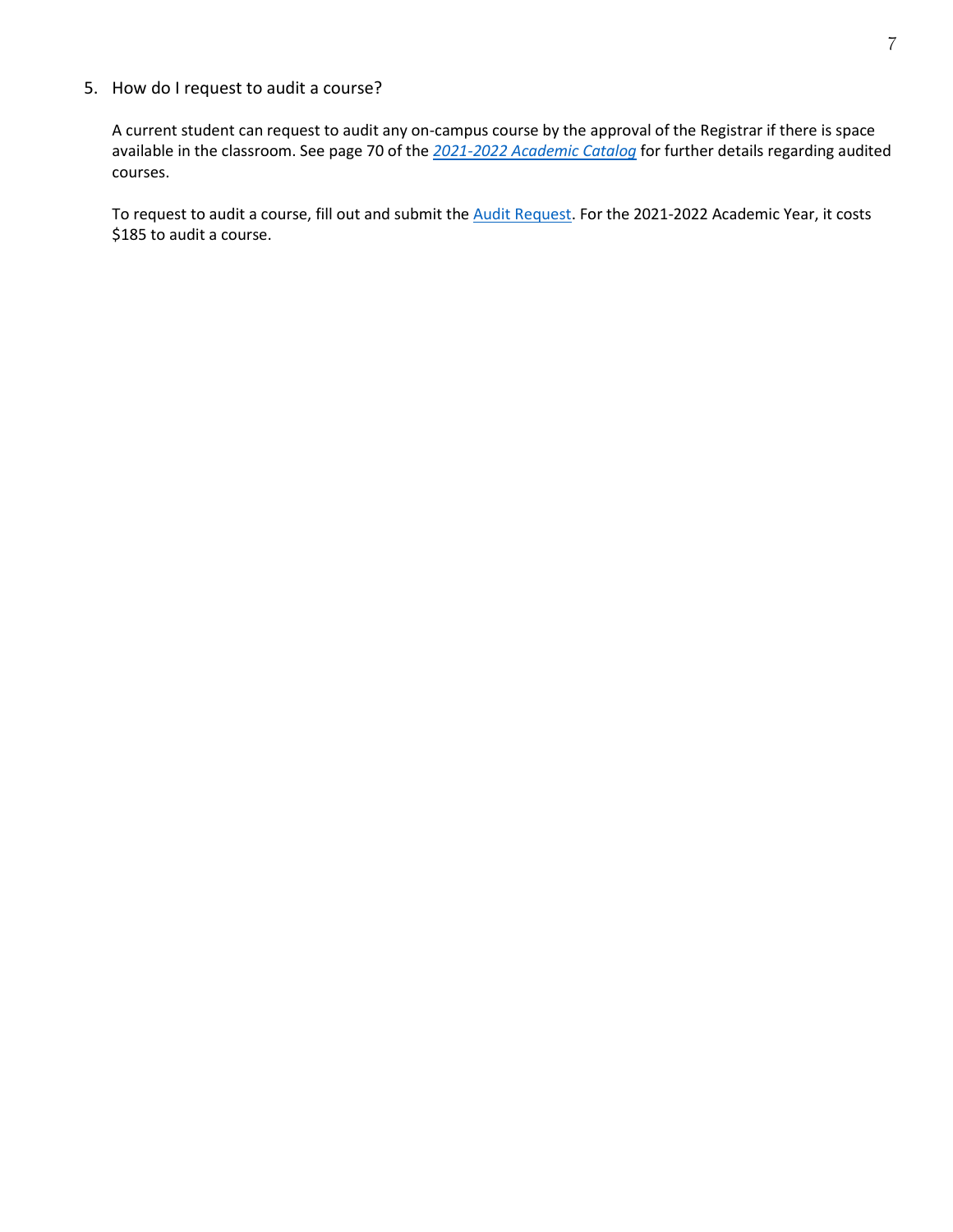5. How do I request to audit a course?

   A current student can request to audit any on-campus course by the approval of the Registrar if there is space available in the classroom. See page 70 of the *2021-2022 Academic Catalog* for further details regarding audited courses.

   To request to audit a course, fill out and submit the Audit Request. For the 2021-2022 Academic Year, it costs $185 to audit a course.